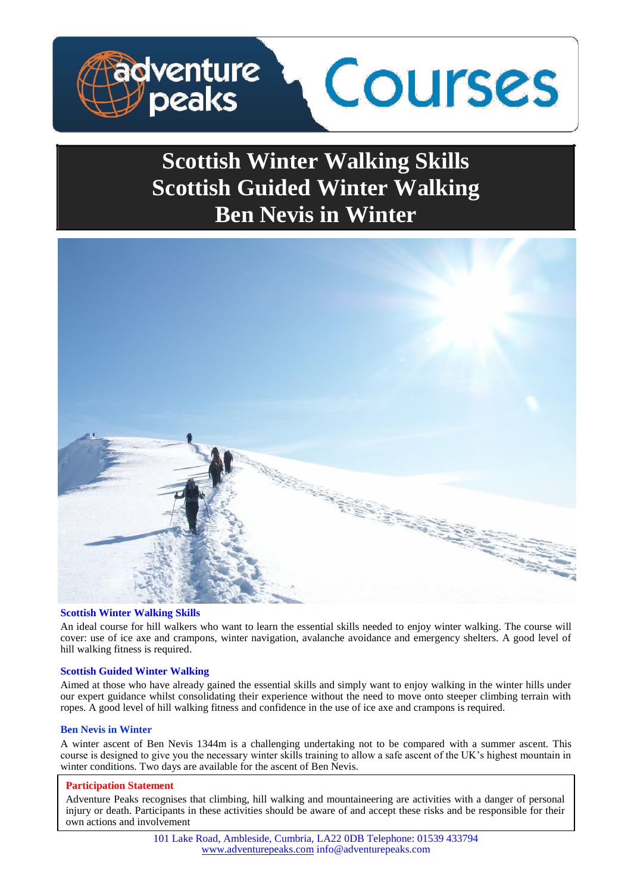adventure peaks **Courses**

# Scottish Winter Walking Skills
# Scottish Guided Winter Walking
# Ben Nevis in Winter

### Scottish Winter Walking Skills

An ideal course for hill walkers who want to learn the essential skills needed to enjoy winter walking. The course will cover: use of ice axe and crampons, winter navigation, avalanche avoidance and emergency shelters. A good level of hill walking fitness is required.

### Scottish Guided Winter Walking

Aimed at those who have already gained the essential skills and simply want to enjoy walking in the winter hills under our expert guidance whilst consolidating their experience without the need to move onto steeper climbing terrain with ropes. A good level of hill walking fitness and confidence in the use of ice axe and crampons is required.

### Ben Nevis in Winter

A winter ascent of Ben Nevis 1344m is a challenging undertaking not to be compared with a summer ascent. This course is designed to give you the necessary winter skills training to allow a safe ascent of the UK's highest mountain in winter conditions. Two days are available for the ascent of Ben Nevis.

**Participation Statement**

Adventure Peaks recognises that climbing, hill walking and mountaineering are activities with a danger of personal injury or death. Participants in these activities should be aware of and accept these risks and be responsible for their own actions and involvement

101 Lake Road, Ambleside, Cumbria, LA22 0DB Telephone: 01539 433794
www.adventurepeaks.com info@adventurepeaks.com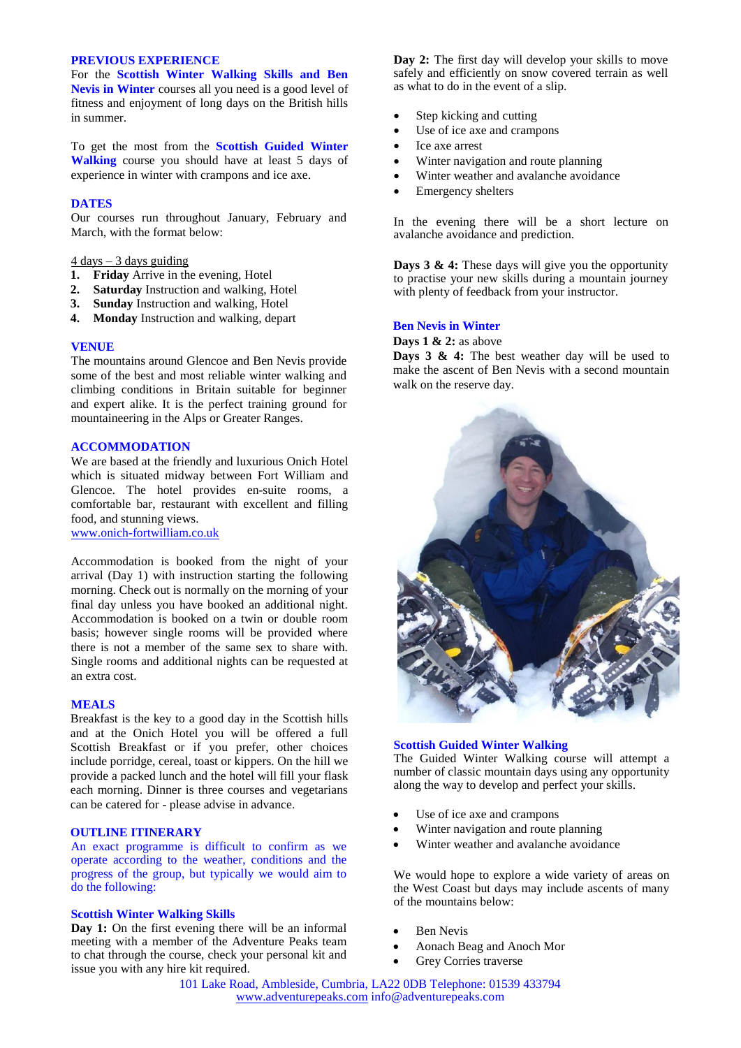## PREVIOUS EXPERIENCE

For the **Scottish Winter Walking Skills and Ben Nevis in Winter** courses all you need is a good level of fitness and enjoyment of long days on the British hills in summer.

To get the most from the **Scottish Guided Winter Walking** course you should have at least 5 days of experience in winter with crampons and ice axe.

## DATES

Our courses run throughout January, February and March, with the format below:

4 days – 3 days guiding

1. **Friday** Arrive in the evening, Hotel
2. **Saturday** Instruction and walking, Hotel
3. **Sunday** Instruction and walking, Hotel
4. **Monday** Instruction and walking, depart

## VENUE

The mountains around Glencoe and Ben Nevis provide some of the best and most reliable winter walking and climbing conditions in Britain suitable for beginner and expert alike. It is the perfect training ground for mountaineering in the Alps or Greater Ranges.

## ACCOMMODATION

We are based at the friendly and luxurious Onich Hotel which is situated midway between Fort William and Glencoe. The hotel provides en-suite rooms, a comfortable bar, restaurant with excellent and filling food, and stunning views.
www.onich-fortwilliam.co.uk

Accommodation is booked from the night of your arrival (Day 1) with instruction starting the following morning. Check out is normally on the morning of your final day unless you have booked an additional night. Accommodation is booked on a twin or double room basis; however single rooms will be provided where there is not a member of the same sex to share with. Single rooms and additional nights can be requested at an extra cost.

## MEALS

Breakfast is the key to a good day in the Scottish hills and at the Onich Hotel you will be offered a full Scottish Breakfast or if you prefer, other choices include porridge, cereal, toast or kippers. On the hill we provide a packed lunch and the hotel will fill your flask each morning. Dinner is three courses and vegetarians can be catered for - please advise in advance.

## OUTLINE ITINERARY

An exact programme is difficult to confirm as we operate according to the weather, conditions and the progress of the group, but typically we would aim to do the following:

### Scottish Winter Walking Skills

**Day 1:** On the first evening there will be an informal meeting with a member of the Adventure Peaks team to chat through the course, check your personal kit and issue you with any hire kit required.

**Day 2:** The first day will develop your skills to move safely and efficiently on snow covered terrain as well as what to do in the event of a slip.

- Step kicking and cutting
- Use of ice axe and crampons
- Ice axe arrest
- Winter navigation and route planning
- Winter weather and avalanche avoidance
- Emergency shelters

In the evening there will be a short lecture on avalanche avoidance and prediction.

**Days 3 & 4:** These days will give you the opportunity to practise your new skills during a mountain journey with plenty of feedback from your instructor.

### Ben Nevis in Winter

**Days 1 & 2:** as above

**Days 3 & 4:** The best weather day will be used to make the ascent of Ben Nevis with a second mountain walk on the reserve day.

### Scottish Guided Winter Walking

The Guided Winter Walking course will attempt a number of classic mountain days using any opportunity along the way to develop and perfect your skills.

- Use of ice axe and crampons
- Winter navigation and route planning
- Winter weather and avalanche avoidance

We would hope to explore a wide variety of areas on the West Coast but days may include ascents of many of the mountains below:

- Ben Nevis
- Aonach Beag and Anoch Mor
- Grey Corries traverse

101 Lake Road, Ambleside, Cumbria, LA22 0DB Telephone: 01539 433794
www.adventurepeaks.com info@adventurepeaks.com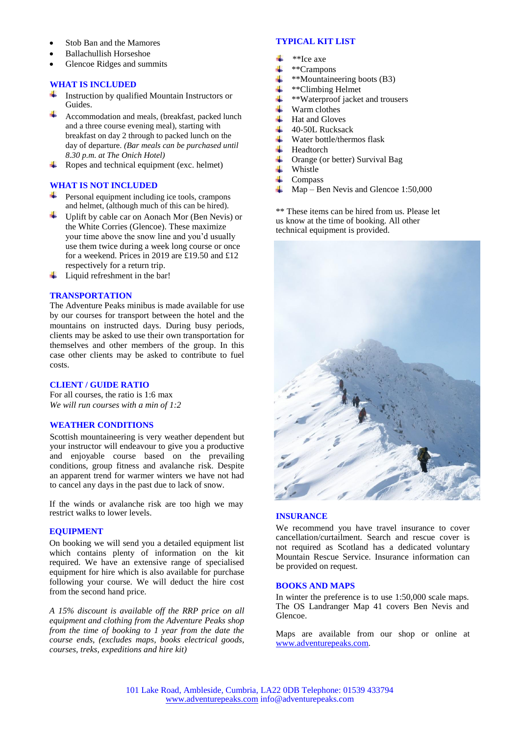- Stob Ban and the Mamores
- Ballachullish Horseshoe
- Glencoe Ridges and summits

## WHAT IS INCLUDED

- Instruction by qualified Mountain Instructors or Guides.
- Accommodation and meals, (breakfast, packed lunch and a three course evening meal), starting with breakfast on day 2 through to packed lunch on the day of departure. *(Bar meals can be purchased until 8.30 p.m. at The Onich Hotel)*
- Ropes and technical equipment (exc. helmet)

## WHAT IS NOT INCLUDED

- Personal equipment including ice tools, crampons and helmet, (although much of this can be hired).
- Uplift by cable car on Aonach Mor (Ben Nevis) or the White Corries (Glencoe). These maximize your time above the snow line and you'd usually use them twice during a week long course or once for a weekend. Prices in 2019 are £19.50 and £12 respectively for a return trip.
- Liquid refreshment in the bar!

## TRANSPORTATION

The Adventure Peaks minibus is made available for use by our courses for transport between the hotel and the mountains on instructed days. During busy periods, clients may be asked to use their own transportation for themselves and other members of the group. In this case other clients may be asked to contribute to fuel costs.

## CLIENT / GUIDE RATIO

For all courses, the ratio is 1:6 max
*We will run courses with a min of 1:2*

## WEATHER CONDITIONS

Scottish mountaineering is very weather dependent but your instructor will endeavour to give you a productive and enjoyable course based on the prevailing conditions, group fitness and avalanche risk. Despite an apparent trend for warmer winters we have not had to cancel any days in the past due to lack of snow.

If the winds or avalanche risk are too high we may restrict walks to lower levels.

## EQUIPMENT

On booking we will send you a detailed equipment list which contains plenty of information on the kit required. We have an extensive range of specialised equipment for hire which is also available for purchase following your course. We will deduct the hire cost from the second hand price.

*A 15% discount is available off the RRP price on all equipment and clothing from the Adventure Peaks shop from the time of booking to 1 year from the date the course ends, (excludes maps, books electrical goods, courses, treks, expeditions and hire kit)*

## TYPICAL KIT LIST

- **Ice axe
- **Crampons
- **Mountaineering boots (B3)
- **Climbing Helmet
- **Waterproof jacket and trousers
- Warm clothes
- Hat and Gloves
- 40-50L Rucksack
- Water bottle/thermos flask
- Headtorch
- Orange (or better) Survival Bag
- Whistle
- Compass
- Map – Ben Nevis and Glencoe 1:50,000

** These items can be hired from us. Please let us know at the time of booking. All other technical equipment is provided.

## INSURANCE

We recommend you have travel insurance to cover cancellation/curtailment. Search and rescue cover is not required as Scotland has a dedicated voluntary Mountain Rescue Service. Insurance information can be provided on request.

## BOOKS AND MAPS

In winter the preference is to use 1:50,000 scale maps. The OS Landranger Map 41 covers Ben Nevis and Glencoe.

Maps are available from our shop or online at www.adventurepeaks.com.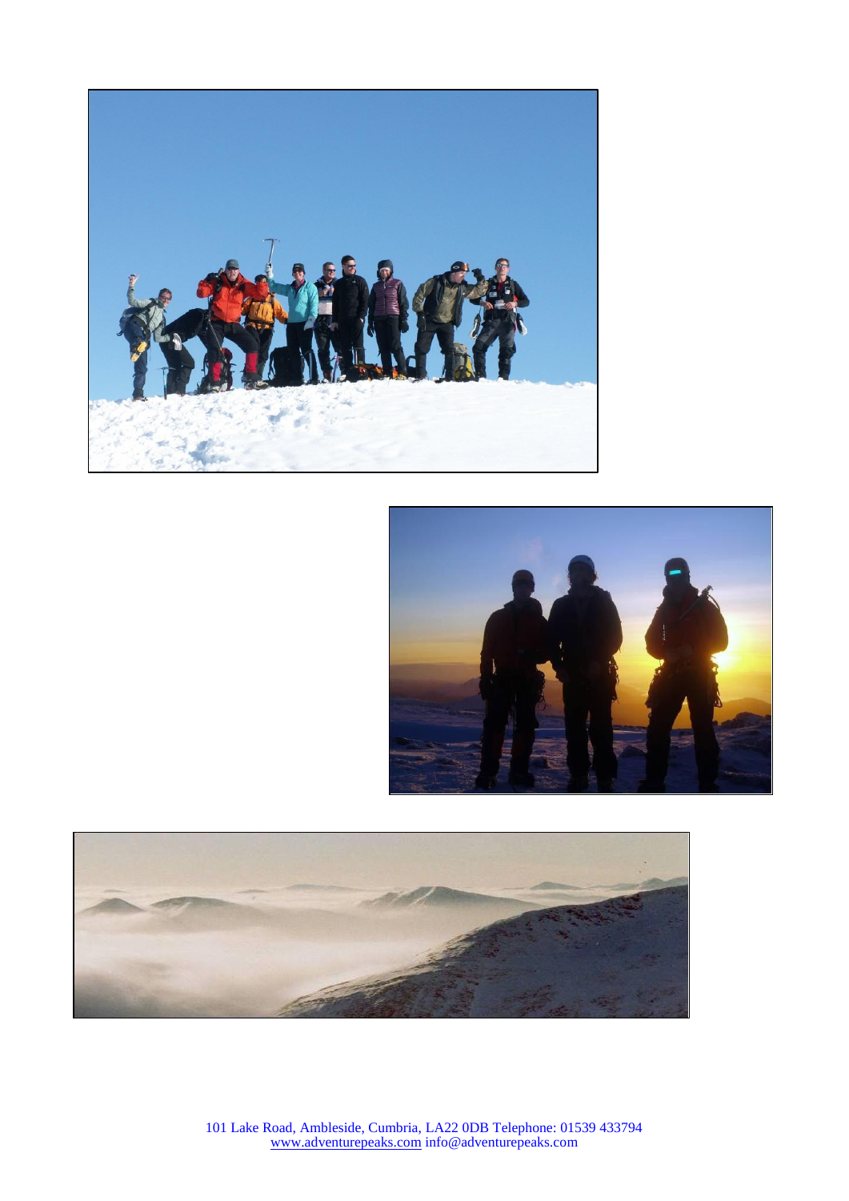101 Lake Road, Ambleside, Cumbria, LA22 0DB Telephone: 01539 433794
www.adventurepeaks.com info@adventurepeaks.com